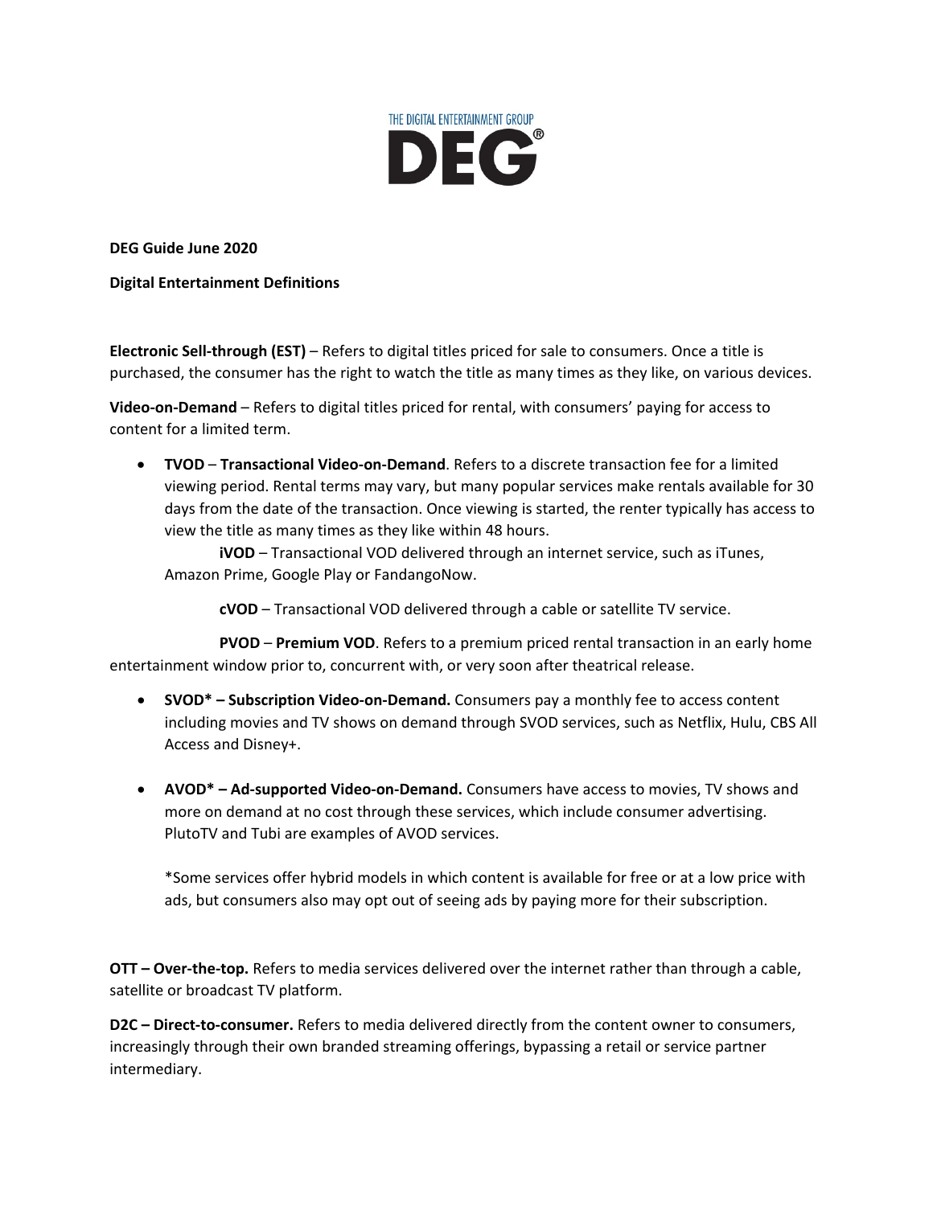THE DIGITAL ENTERTAINMENT GROUP

DEG®

**DEG Guide June 2020**

**Digital Entertainment Definitions**

**Electronic Sell-through (EST)** – Refers to digital titles priced for sale to consumers. Once a title is purchased, the consumer has the right to watch the title as many times as they like, on various devices.

**Video-on-Demand** – Refers to digital titles priced for rental, with consumers' paying for access to content for a limited term.

- **TVOD** – **Transactional Video-on-Demand**. Refers to a discrete transaction fee for a limited viewing period. Rental terms may vary, but many popular services make rentals available for 30 days from the date of the transaction. Once viewing is started, the renter typically has access to view the title as many times as they like within 48 hours.

    **iVOD** – Transactional VOD delivered through an internet service, such as iTunes, Amazon Prime, Google Play or FandangoNow.

    **cVOD** – Transactional VOD delivered through a cable or satellite TV service.

    **PVOD** – **Premium VOD**. Refers to a premium priced rental transaction in an early home entertainment window prior to, concurrent with, or very soon after theatrical release.

- **SVOD* – Subscription Video-on-Demand.** Consumers pay a monthly fee to access content including movies and TV shows on demand through SVOD services, such as Netflix, Hulu, CBS All Access and Disney+.

- **AVOD* – Ad-supported Video-on-Demand.** Consumers have access to movies, TV shows and more on demand at no cost through these services, which include consumer advertising. PlutoTV and Tubi are examples of AVOD services.

    *Some services offer hybrid models in which content is available for free or at a low price with ads, but consumers also may opt out of seeing ads by paying more for their subscription.

**OTT – Over-the-top.** Refers to media services delivered over the internet rather than through a cable, satellite or broadcast TV platform.

**D2C – Direct-to-consumer.** Refers to media delivered directly from the content owner to consumers, increasingly through their own branded streaming offerings, bypassing a retail or service partner intermediary.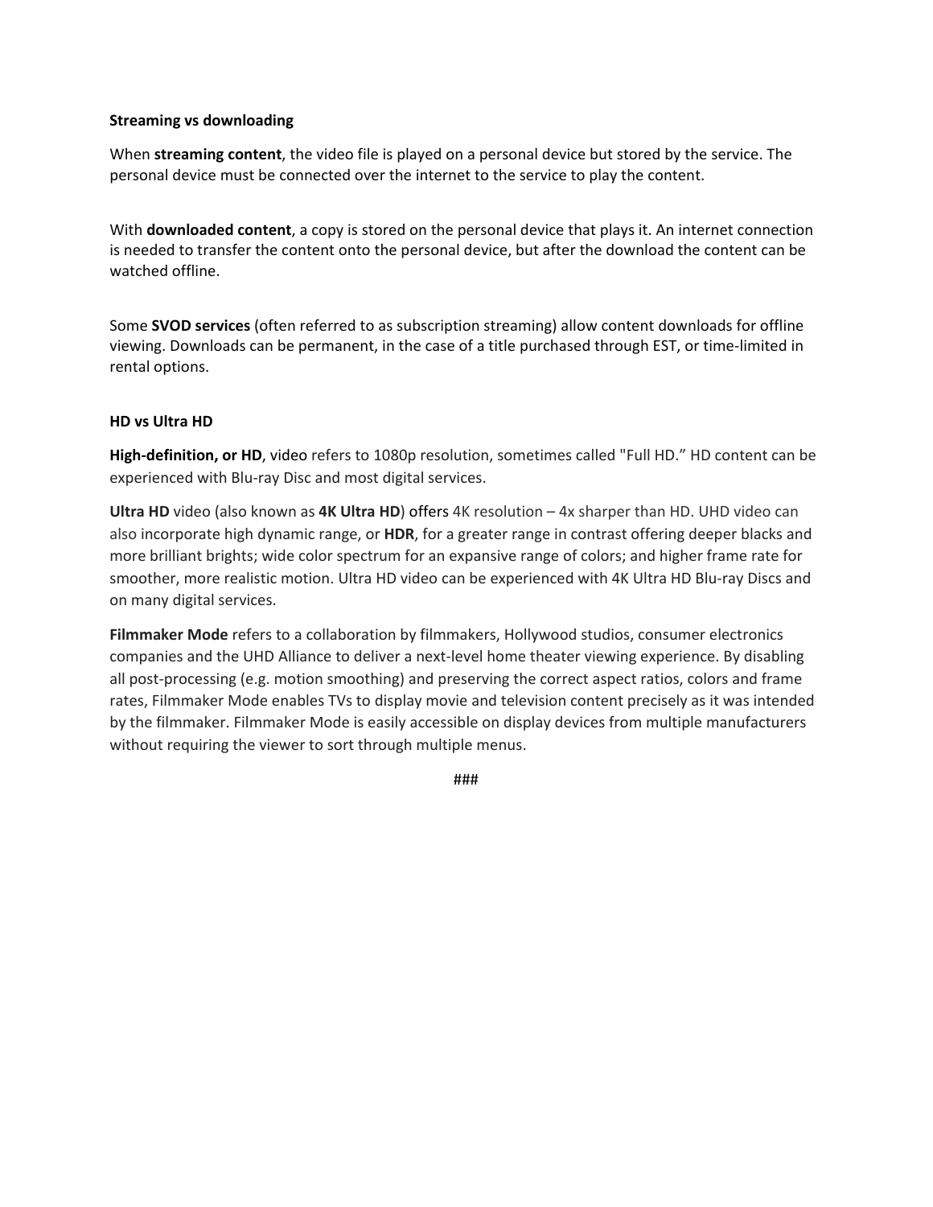**Streaming vs downloading**

When **streaming content**, the video file is played on a personal device but stored by the service. The personal device must be connected over the internet to the service to play the content.

With **downloaded content**, a copy is stored on the personal device that plays it. An internet connection is needed to transfer the content onto the personal device, but after the download the content can be watched offline.

Some **SVOD services** (often referred to as subscription streaming) allow content downloads for offline viewing. Downloads can be permanent, in the case of a title purchased through EST, or time-limited in rental options.

**HD vs Ultra HD**

**High-definition, or HD**, video refers to 1080p resolution, sometimes called "Full HD." HD content can be experienced with Blu-ray Disc and most digital services.

**Ultra HD** video (also known as **4K Ultra HD**) offers 4K resolution – 4x sharper than HD. UHD video can also incorporate high dynamic range, or **HDR**, for a greater range in contrast offering deeper blacks and more brilliant brights; wide color spectrum for an expansive range of colors; and higher frame rate for smoother, more realistic motion. Ultra HD video can be experienced with 4K Ultra HD Blu-ray Discs and on many digital services.

**Filmmaker Mode** refers to a collaboration by filmmakers, Hollywood studios, consumer electronics companies and the UHD Alliance to deliver a next-level home theater viewing experience. By disabling all post-processing (e.g. motion smoothing) and preserving the correct aspect ratios, colors and frame rates, Filmmaker Mode enables TVs to display movie and television content precisely as it was intended by the filmmaker. Filmmaker Mode is easily accessible on display devices from multiple manufacturers without requiring the viewer to sort through multiple menus.

###